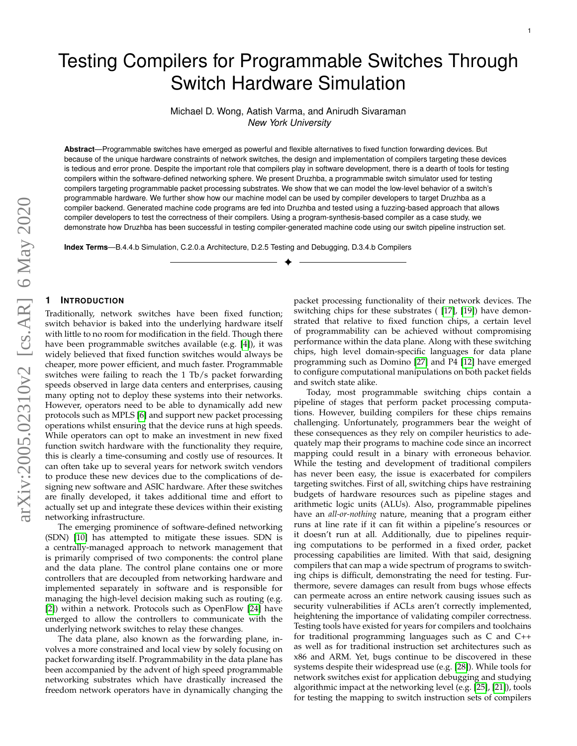# Testing Compilers for Programmable Switches Through Switch Hardware Simulation

Michael D. Wong, Aatish Varma, and Anirudh Sivaraman
*New York University*

**Abstract**—Programmable switches have emerged as powerful and flexible alternatives to fixed function forwarding devices. But because of the unique hardware constraints of network switches, the design and implementation of compilers targeting these devices is tedious and error prone. Despite the important role that compilers play in software development, there is a dearth of tools for testing compilers within the software-defined networking sphere. We present Druzhba, a programmable switch simulator used for testing compilers targeting programmable packet processing substrates. We show that we can model the low-level behavior of a switch's programmable hardware. We further show how our machine model can be used by compiler developers to target Druzhba as a compiler backend. Generated machine code programs are fed into Druzhba and tested using a fuzzing-based approach that allows compiler developers to test the correctness of their compilers. Using a program-synthesis-based compiler as a case study, we demonstrate how Druzhba has been successful in testing compiler-generated machine code using our switch pipeline instruction set.

**Index Terms**—B.4.4.b Simulation, C.2.0.a Architecture, D.2.5 Testing and Debugging, D.3.4.b Compilers

## 1 Introduction

Traditionally, network switches have been fixed function; switch behavior is baked into the underlying hardware itself with little to no room for modification in the field. Though there have been programmable switches available (e.g. [4]), it was widely believed that fixed function switches would always be cheaper, more power efficient, and much faster. Programmable switches were failing to reach the 1 Tb/s packet forwarding speeds observed in large data centers and enterprises, causing many opting not to deploy these systems into their networks. However, operators need to be able to dynamically add new protocols such as MPLS [6] and support new packet processing operations whilst ensuring that the device runs at high speeds. While operators can opt to make an investment in new fixed function switch hardware with the functionality they require, this is clearly a time-consuming and costly use of resources. It can often take up to several years for network switch vendors to produce these new devices due to the complications of designing new software and ASIC hardware. After these switches are finally developed, it takes additional time and effort to actually set up and integrate these devices within their existing networking infrastructure.

The emerging prominence of software-defined networking (SDN) [10] has attempted to mitigate these issues. SDN is a centrally-managed approach to network management that is primarily comprised of two components: the control plane and the data plane. The control plane contains one or more controllers that are decoupled from networking hardware and implemented separately in software and is responsible for managing the high-level decision making such as routing (e.g. [2]) within a network. Protocols such as OpenFlow [24] have emerged to allow the controllers to communicate with the underlying network switches to relay these changes.

The data plane, also known as the forwarding plane, involves a more constrained and local view by solely focusing on packet forwarding itself. Programmability in the data plane has been accompanied by the advent of high speed programmable networking substrates which have drastically increased the freedom network operators have in dynamically changing the packet processing functionality of their network devices. The switching chips for these substrates ( [17], [19]) have demonstrated that relative to fixed function chips, a certain level of programmability can be achieved without compromising performance within the data plane. Along with these switching chips, high level domain-specific languages for data plane programming such as Domino [27] and P4 [12] have emerged to configure computational manipulations on both packet fields and switch state alike.

Today, most programmable switching chips contain a pipeline of stages that perform packet processing computations. However, building compilers for these chips remains challenging. Unfortunately, programmers bear the weight of these consequences as they rely on compiler heuristics to adequately map their programs to machine code since an incorrect mapping could result in a binary with erroneous behavior. While the testing and development of traditional compilers has never been easy, the issue is exacerbated for compilers targeting switches. First of all, switching chips have restraining budgets of hardware resources such as pipeline stages and arithmetic logic units (ALUs). Also, programmable pipelines have an *all-or-nothing* nature, meaning that a program either runs at line rate if it can fit within a pipeline's resources or it doesn't run at all. Additionally, due to pipelines requiring computations to be performed in a fixed order, packet processing capabilities are limited. With that said, designing compilers that can map a wide spectrum of programs to switching chips is difficult, demonstrating the need for testing. Furthermore, severe damages can result from bugs whose effects can permeate across an entire network causing issues such as security vulnerabilities if ACLs aren't correctly implemented, heightening the importance of validating compiler correctness. Testing tools have existed for years for compilers and toolchains for traditional programming languages such as C and C++ as well as for traditional instruction set architectures such as x86 and ARM. Yet, bugs continue to be discovered in these systems despite their widespread use (e.g. [28]). While tools for network switches exist for application debugging and studying algorithmic impact at the networking level (e.g. [25], [21]), tools for testing the mapping to switch instruction sets of compilers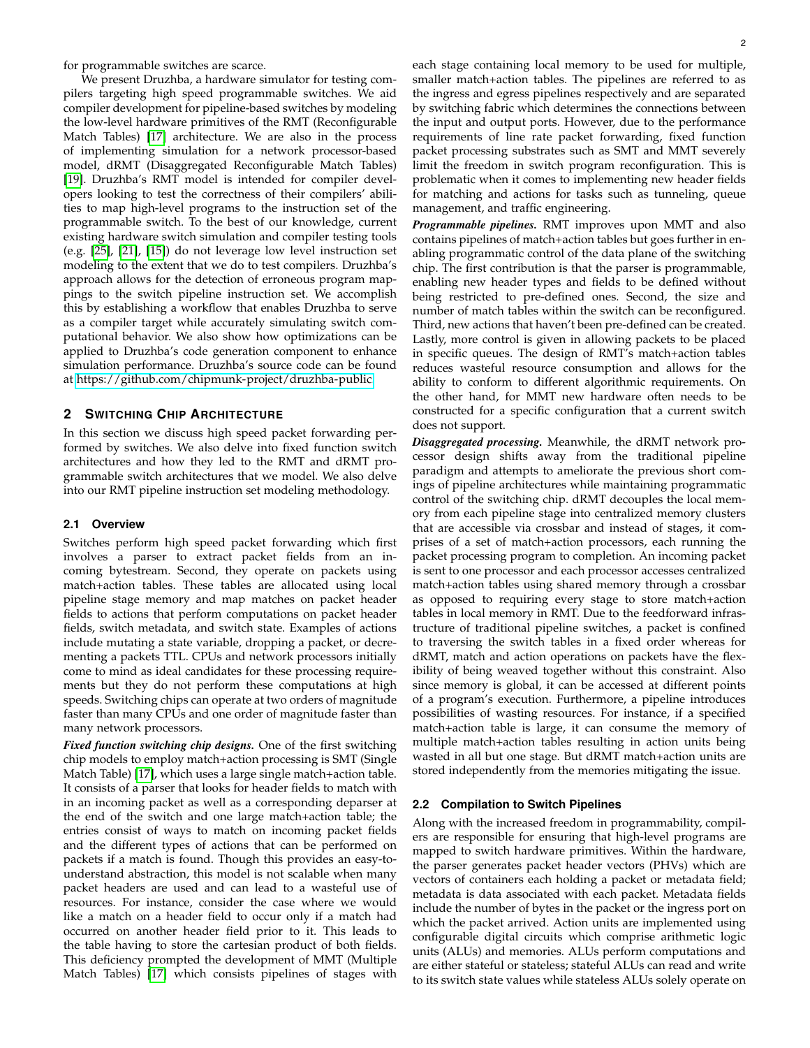for programmable switches are scarce.

We present Druzhba, a hardware simulator for testing compilers targeting high speed programmable switches. We aid compiler development for pipeline-based switches by modeling the low-level hardware primitives of the RMT (Reconfigurable Match Tables) [17] architecture. We are also in the process of implementing simulation for a network processor-based model, dRMT (Disaggregated Reconfigurable Match Tables) [19]. Druzhba's RMT model is intended for compiler developers looking to test the correctness of their compilers' abilities to map high-level programs to the instruction set of the programmable switch. To the best of our knowledge, current existing hardware switch simulation and compiler testing tools (e.g. [25], [21], [15]) do not leverage low level instruction set modeling to the extent that we do to test compilers. Druzhba's approach allows for the detection of erroneous program mappings to the switch pipeline instruction set. We accomplish this by establishing a workflow that enables Druzhba to serve as a compiler target while accurately simulating switch computational behavior. We also show how optimizations can be applied to Druzhba's code generation component to enhance simulation performance. Druzhba's source code can be found at https://github.com/chipmunk-project/druzhba-public.

## 2 Switching Chip Architecture

In this section we discuss high speed packet forwarding performed by switches. We also delve into fixed function switch architectures and how they led to the RMT and dRMT programmable switch architectures that we model. We also delve into our RMT pipeline instruction set modeling methodology.

### 2.1 Overview

Switches perform high speed packet forwarding which first involves a parser to extract packet fields from an incoming bytestream. Second, they operate on packets using match+action tables. These tables are allocated using local pipeline stage memory and map matches on packet header fields to actions that perform computations on packet header fields, switch metadata, and switch state. Examples of actions include mutating a state variable, dropping a packet, or decrementing a packets TTL. CPUs and network processors initially come to mind as ideal candidates for these processing requirements but they do not perform these computations at high speeds. Switching chips can operate at two orders of magnitude faster than many CPUs and one order of magnitude faster than many network processors.

***Fixed function switching chip designs.*** One of the first switching chip models to employ match+action processing is SMT (Single Match Table) [17], which uses a large single match+action table. It consists of a parser that looks for header fields to match with in an incoming packet as well as a corresponding deparser at the end of the switch and one large match+action table; the entries consist of ways to match on incoming packet fields and the different types of actions that can be performed on packets if a match is found. Though this provides an easy-to-understand abstraction, this model is not scalable when many packet headers are used and can lead to a wasteful use of resources. For instance, consider the case where we would like a match on a header field to occur only if a match had occurred on another header field prior to it. This leads to the table having to store the cartesian product of both fields. This deficiency prompted the development of MMT (Multiple Match Tables) [17] which consists pipelines of stages with each stage containing local memory to be used for multiple, smaller match+action tables. The pipelines are referred to as the ingress and egress pipelines respectively and are separated by switching fabric which determines the connections between the input and output ports. However, due to the performance requirements of line rate packet forwarding, fixed function packet processing substrates such as SMT and MMT severely limit the freedom in switch program reconfiguration. This is problematic when it comes to implementing new header fields for matching and actions for tasks such as tunneling, queue management, and traffic engineering.

***Programmable pipelines.*** RMT improves upon MMT and also contains pipelines of match+action tables but goes further in enabling programmatic control of the data plane of the switching chip. The first contribution is that the parser is programmable, enabling new header types and fields to be defined without being restricted to pre-defined ones. Second, the size and number of match tables within the switch can be reconfigured. Third, new actions that haven't been pre-defined can be created. Lastly, more control is given in allowing packets to be placed in specific queues. The design of RMT's match+action tables reduces wasteful resource consumption and allows for the ability to conform to different algorithmic requirements. On the other hand, for MMT new hardware often needs to be constructed for a specific configuration that a current switch does not support.

***Disaggregated processing.*** Meanwhile, the dRMT network processor design shifts away from the traditional pipeline paradigm and attempts to ameliorate the previous short comings of pipeline architectures while maintaining programmatic control of the switching chip. dRMT decouples the local memory from each pipeline stage into centralized memory clusters that are accessible via crossbar and instead of stages, it comprises of a set of match+action processors, each running the packet processing program to completion. An incoming packet is sent to one processor and each processor accesses centralized match+action tables using shared memory through a crossbar as opposed to requiring every stage to store match+action tables in local memory in RMT. Due to the feedforward infrastructure of traditional pipeline switches, a packet is confined to traversing the switch tables in a fixed order whereas for dRMT, match and action operations on packets have the flexibility of being weaved together without this constraint. Also since memory is global, it can be accessed at different points of a program's execution. Furthermore, a pipeline introduces possibilities of wasting resources. For instance, if a specified match+action table is large, it can consume the memory of multiple match+action tables resulting in action units being wasted in all but one stage. But dRMT match+action units are stored independently from the memories mitigating the issue.

### 2.2 Compilation to Switch Pipelines

Along with the increased freedom in programmability, compilers are responsible for ensuring that high-level programs are mapped to switch hardware primitives. Within the hardware, the parser generates packet header vectors (PHVs) which are vectors of containers each holding a packet or metadata field; metadata is data associated with each packet. Metadata fields include the number of bytes in the packet or the ingress port on which the packet arrived. Action units are implemented using configurable digital circuits which comprise arithmetic logic units (ALUs) and memories. ALUs perform computations and are either stateful or stateless; stateful ALUs can read and write to its switch state values while stateless ALUs solely operate on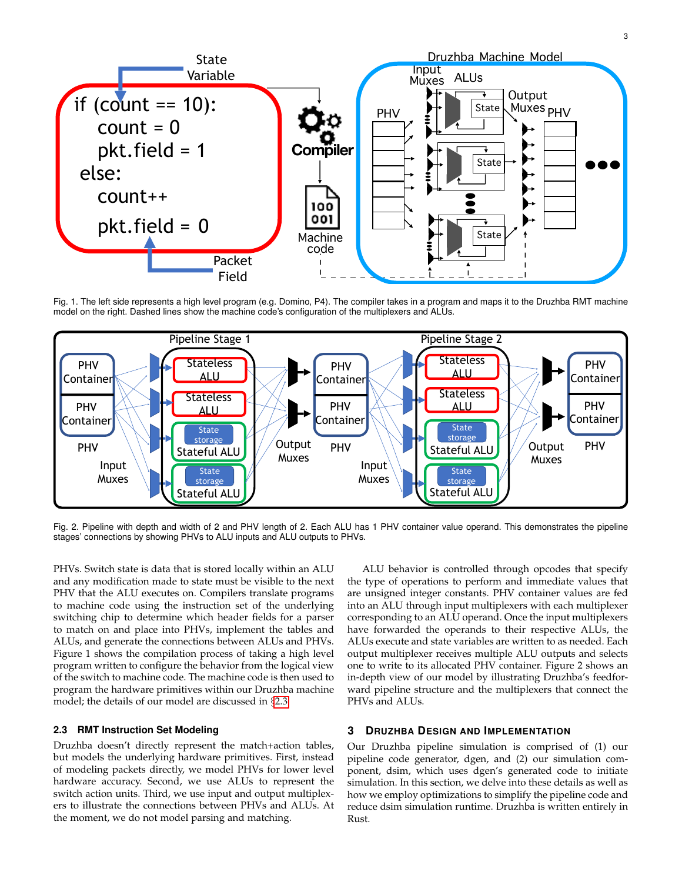Fig. 1. The left side represents a high level program (e.g. Domino, P4). The compiler takes in a program and maps it to the Druzhba RMT machine model on the right. Dashed lines show the machine code's configuration of the multiplexers and ALUs.

Fig. 2. Pipeline with depth and width of 2 and PHV length of 2. Each ALU has 1 PHV container value operand. This demonstrates the pipeline stages' connections by showing PHVs to ALU inputs and ALU outputs to PHVs.

PHVs. Switch state is data that is stored locally within an ALU and any modification made to state must be visible to the next PHV that the ALU executes on. Compilers translate programs to machine code using the instruction set of the underlying switching chip to determine which header fields for a parser to match on and place into PHVs, implement the tables and ALUs, and generate the connections between ALUs and PHVs. Figure 1 shows the compilation process of taking a high level program written to configure the behavior from the logical view of the switch to machine code. The machine code is then used to program the hardware primitives within our Druzhba machine model; the details of our model are discussed in §2.3.

### 2.3 RMT Instruction Set Modeling

Druzhba doesn't directly represent the match+action tables, but models the underlying hardware primitives. First, instead of modeling packets directly, we model PHVs for lower level hardware accuracy. Second, we use ALUs to represent the switch action units. Third, we use input and output multiplexers to illustrate the connections between PHVs and ALUs. At the moment, we do not model parsing and matching.

ALU behavior is controlled through opcodes that specify the type of operations to perform and immediate values that are unsigned integer constants. PHV container values are fed into an ALU through input multiplexers with each multiplexer corresponding to an ALU operand. Once the input multiplexers have forwarded the operands to their respective ALUs, the ALUs execute and state variables are written to as needed. Each output multiplexer receives multiple ALU outputs and selects one to write to its allocated PHV container. Figure 2 shows an in-depth view of our model by illustrating Druzhba's feedforward pipeline structure and the multiplexers that connect the PHVs and ALUs.

## 3 Druzhba Design and Implementation

Our Druzhba pipeline simulation is comprised of (1) our pipeline code generator, dgen, and (2) our simulation component, dsim, which uses dgen's generated code to initiate simulation. In this section, we delve into these details as well as how we employ optimizations to simplify the pipeline code and reduce dsim simulation runtime. Druzhba is written entirely in Rust.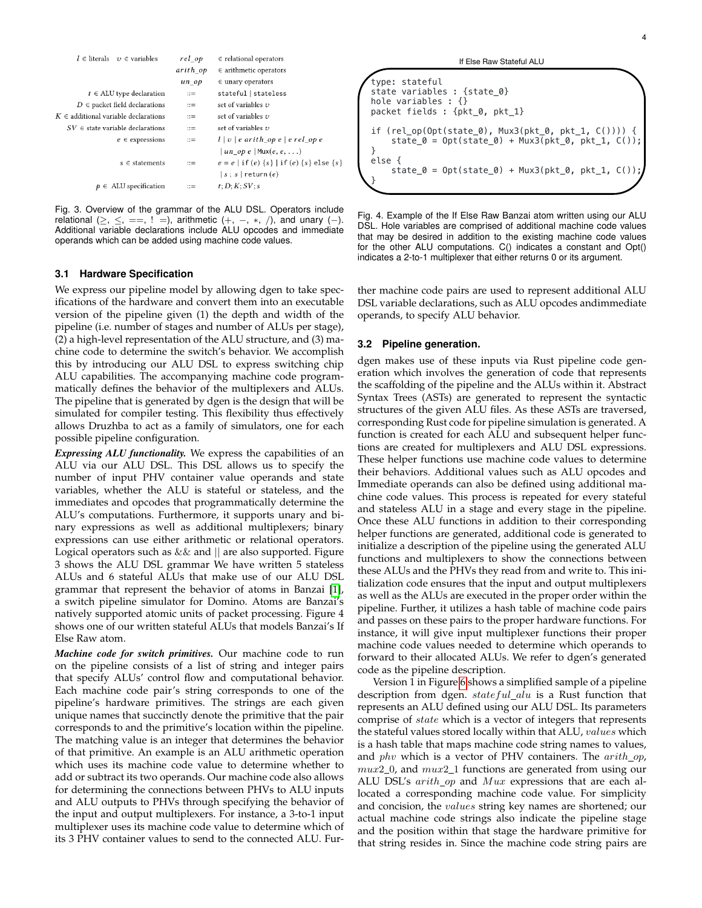| | | | |
|---|---|---|---|
| $l \in$ literals | $v \in$ variables | $rel\_op$ | $\in$ relational operators |
| | | $arith\_op$ | $\in$ arithmetic operators |
| | | $un\_op$ | $\in$ unary operators |
| $t \in$ ALU type declaration | | ::= | stateful \| stateless |
| $D \in$ packet field declarations | | ::= | set of variables $v$ |
| $K \in$ additional variable declarations | | ::= | set of variables $v$ |
| $SV \in$ state variable declarations | | ::= | set of variables $v$ |
| $e \in$ expressions | | ::= | $l \mid v \mid e\ arith\_op\ e \mid e\ rel\_op\ e$ |
| | | | $\mid un\_op\ e \mid$ Mux$(e, e, \ldots)$ |
| $s \in$ statements | | ::= | $e = e \mid$ if $(e)$ $\{s\}$ $\mid$ if $(e)$ $\{s\}$ else $\{s\}$ |
| | | | $\mid s\ ;\ s \mid$ return $(e)$ |
| $p \in$ ALU specification | | ::= | $t; D; K; SV; s$ |

Fig. 3. Overview of the grammar of the ALU DSL. Operators include relational ($\geq$, $\leq$, $==$, $!=$), arithmetic ($+$, $-$, $*$, $/$), and unary ($-$). Additional variable declarations include ALU opcodes and immediate operands which can be added using machine code values.

If Else Raw Stateful ALU

```
type: stateful
state variables : {state_0}
hole variables : {}
packet fields : {pkt_0, pkt_1}

if (rel_op(Opt(state_0), Mux3(pkt_0, pkt_1, C()))) {
    state_0 = Opt(state_0) + Mux3(pkt_0, pkt_1, C());
}
else {
    state_0 = Opt(state_0) + Mux3(pkt_0, pkt_1, C());
}
```

Fig. 4. Example of the If Else Raw Banzai atom written using our ALU DSL. Hole variables are comprised of additional machine code values that may be desired in addition to the existing machine code values for the other ALU computations. C() indicates a constant and Opt() indicates a 2-to-1 multiplexer that either returns 0 or its argument.

### 3.1 Hardware Specification

We express our pipeline model by allowing dgen to take specifications of the hardware and convert them into an executable version of the pipeline given (1) the depth and width of the pipeline (i.e. number of stages and number of ALUs per stage), (2) a high-level representation of the ALU structure, and (3) machine code to determine the switch's behavior. We accomplish this by introducing our ALU DSL to express switching chip ALU capabilities. The accompanying machine code programmatically defines the behavior of the multiplexers and ALUs. The pipeline that is generated by dgen is the design that will be simulated for compiler testing. This flexibility thus effectively allows Druzhba to act as a family of simulators, one for each possible pipeline configuration.

***Expressing ALU functionality.*** We express the capabilities of an ALU via our ALU DSL. This DSL allows us to specify the number of input PHV container value operands and state variables, whether the ALU is stateful or stateless, and the immediates and opcodes that programmatically determine the ALU's computations. Furthermore, it supports unary and binary expressions as well as additional multiplexers; binary expressions can use either arithmetic or relational operators. Logical operators such as && and || are also supported. Figure 3 shows the ALU DSL grammar We have written 5 stateless ALUs and 6 stateful ALUs that make use of our ALU DSL grammar that represent the behavior of atoms in Banzai [1], a switch pipeline simulator for Domino. Atoms are Banzai's natively supported atomic units of packet processing. Figure 4 shows one of our written stateful ALUs that models Banzai's If Else Raw atom.

***Machine code for switch primitives.*** Our machine code to run on the pipeline consists of a list of string and integer pairs that specify ALUs' control flow and computational behavior. Each machine code pair's string corresponds to one of the pipeline's hardware primitives. The strings are each given unique names that succinctly denote the primitive that the pair corresponds to and the primitive's location within the pipeline. The matching value is an integer that determines the behavior of that primitive. An example is an ALU arithmetic operation which uses its machine code value to determine whether to add or subtract its two operands. Our machine code also allows for determining the connections between PHVs to ALU inputs and ALU outputs to PHVs through specifying the behavior of the input and output multiplexers. For instance, a 3-to-1 input multiplexer uses its machine code value to determine which of its 3 PHV container values to send to the connected ALU. Further machine code pairs are used to represent additional ALU DSL variable declarations, such as ALU opcodes andimmediate operands, to specify ALU behavior.

### 3.2 Pipeline generation.

dgen makes use of these inputs via Rust pipeline code generation which involves the generation of code that represents the scaffolding of the pipeline and the ALUs within it. Abstract Syntax Trees (ASTs) are generated to represent the syntactic structures of the given ALU files. As these ASTs are traversed, corresponding Rust code for pipeline simulation is generated. A function is created for each ALU and subsequent helper functions are created for multiplexers and ALU DSL expressions. These helper functions use machine code values to determine their behaviors. Additional values such as ALU opcodes and Immediate operands can also be defined using additional machine code values. This process is repeated for every stateful and stateless ALU in a stage and every stage in the pipeline. Once these ALU functions in addition to their corresponding helper functions are generated, additional code is generated to initialize a description of the pipeline using the generated ALU functions and multiplexers to show the connections between these ALUs and the PHVs they read from and write to. This initialization code ensures that the input and output multiplexers as well as the ALUs are executed in the proper order within the pipeline. Further, it utilizes a hash table of machine code pairs and passes on these pairs to the proper hardware functions. For instance, it will give input multiplexer functions their proper machine code values needed to determine which operands to forward to their allocated ALUs. We refer to dgen's generated code as the pipeline description.

Version 1 in Figure 6 shows a simplified sample of a pipeline description from dgen. $stateful\_alu$ is a Rust function that represents an ALU defined using our ALU DSL. Its parameters comprise of $state$ which is a vector of integers that represents the stateful values stored locally within that ALU, $values$ which is a hash table that maps machine code string names to values, and $phv$ which is a vector of PHV containers. The $arith\_op$, $mux2\_0$, and $mux2\_1$ functions are generated from using our ALU DSL's $arith\_op$ and $Mux$ expressions that are each allocated a corresponding machine code value. For simplicity and concision, the $values$ string key names are shortened; our actual machine code strings also indicate the pipeline stage and the position within that stage the hardware primitive for that string resides in. Since the machine code string pairs are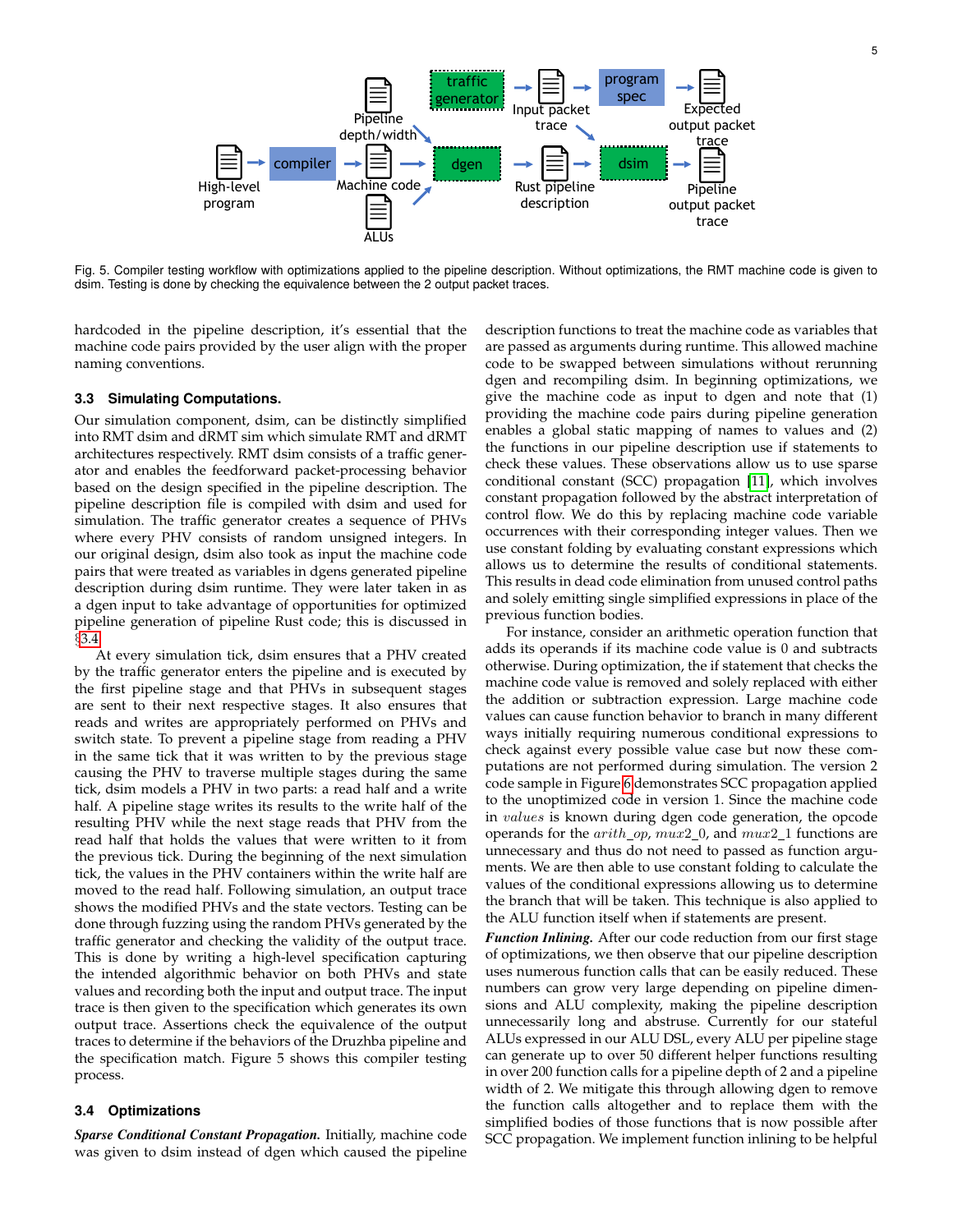Fig. 5. Compiler testing workflow with optimizations applied to the pipeline description. Without optimizations, the RMT machine code is given to dsim. Testing is done by checking the equivalence between the 2 output packet traces.

hardcoded in the pipeline description, it's essential that the machine code pairs provided by the user align with the proper naming conventions.

### 3.3 Simulating Computations.

Our simulation component, dsim, can be distinctly simplified into RMT dsim and dRMT sim which simulate RMT and dRMT architectures respectively. RMT dsim consists of a traffic generator and enables the feedforward packet-processing behavior based on the design specified in the pipeline description. The pipeline description file is compiled with dsim and used for simulation. The traffic generator creates a sequence of PHVs where every PHV consists of random unsigned integers. In our original design, dsim also took as input the machine code pairs that were treated as variables in dgens generated pipeline description during dsim runtime. They were later taken in as a dgen input to take advantage of opportunities for optimized pipeline generation of pipeline Rust code; this is discussed in §3.4.

At every simulation tick, dsim ensures that a PHV created by the traffic generator enters the pipeline and is executed by the first pipeline stage and that PHVs in subsequent stages are sent to their next respective stages. It also ensures that reads and writes are appropriately performed on PHVs and switch state. To prevent a pipeline stage from reading a PHV in the same tick that it was written to by the previous stage causing the PHV to traverse multiple stages during the same tick, dsim models a PHV in two parts: a read half and a write half. A pipeline stage writes its results to the write half of the resulting PHV while the next stage reads that PHV from the read half that holds the values that were written to it from the previous tick. During the beginning of the next simulation tick, the values in the PHV containers within the write half are moved to the read half. Following simulation, an output trace shows the modified PHVs and the state vectors. Testing can be done through fuzzing using the random PHVs generated by the traffic generator and checking the validity of the output trace. This is done by writing a high-level specification capturing the intended algorithmic behavior on both PHVs and state values and recording both the input and output trace. The input trace is then given to the specification which generates its own output trace. Assertions check the equivalence of the output traces to determine if the behaviors of the Druzhba pipeline and the specification match. Figure 5 shows this compiler testing process.

### 3.4 Optimizations

***Sparse Conditional Constant Propagation.*** Initially, machine code was given to dsim instead of dgen which caused the pipeline description functions to treat the machine code as variables that are passed as arguments during runtime. This allowed machine code to be swapped between simulations without rerunning dgen and recompiling dsim. In beginning optimizations, we give the machine code as input to dgen and note that (1) providing the machine code pairs during pipeline generation enables a global static mapping of names to values and (2) the functions in our pipeline description use if statements to check these values. These observations allow us to use sparse conditional constant (SCC) propagation [11], which involves constant propagation followed by the abstract interpretation of control flow. We do this by replacing machine code variable occurrences with their corresponding integer values. Then we use constant folding by evaluating constant expressions which allows us to determine the results of conditional statements. This results in dead code elimination from unused control paths and solely emitting single simplified expressions in place of the previous function bodies.

For instance, consider an arithmetic operation function that adds its operands if its machine code value is 0 and subtracts otherwise. During optimization, the if statement that checks the machine code value is removed and solely replaced with either the addition or subtraction expression. Large machine code values can cause function behavior to branch in many different ways initially requiring numerous conditional expressions to check against every possible value case but now these computations are not performed during simulation. The version 2 code sample in Figure 6 demonstrates SCC propagation applied to the unoptimized code in version 1. Since the machine code in $values$ is known during dgen code generation, the opcode operands for the $arith\_op$, $mux2\_0$, and $mux2\_1$ functions are unnecessary and thus do not need to passed as function arguments. We are then able to use constant folding to calculate the values of the conditional expressions allowing us to determine the branch that will be taken. This technique is also applied to the ALU function itself when if statements are present.

***Function Inlining.*** After our code reduction from our first stage of optimizations, we then observe that our pipeline description uses numerous function calls that can be easily reduced. These numbers can grow very large depending on pipeline dimensions and ALU complexity, making the pipeline description unnecessarily long and abstruse. Currently for our stateful ALUs expressed in our ALU DSL, every ALU per pipeline stage can generate up to over 50 different helper functions resulting in over 200 function calls for a pipeline depth of 2 and a pipeline width of 2. We mitigate this through allowing dgen to remove the function calls altogether and to replace them with the simplified bodies of those functions that is now possible after SCC propagation. We implement function inlining to be helpful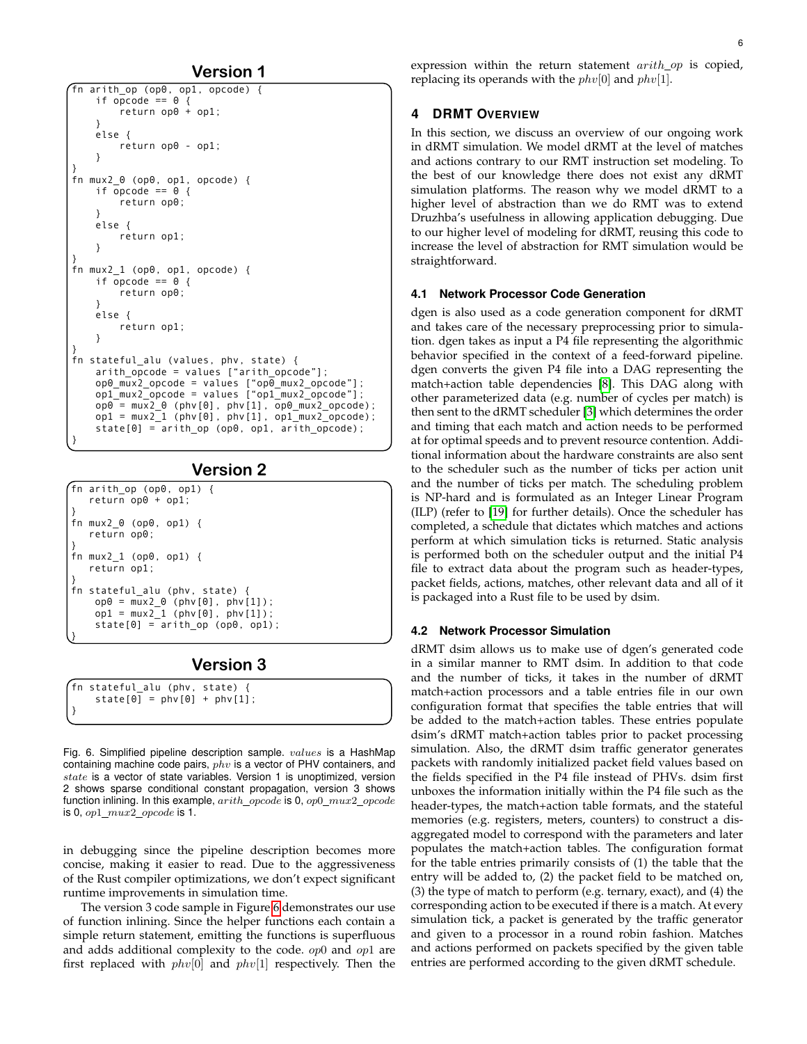### Version 1

```
fn arith_op (op0, op1, opcode) {
    if opcode == 0 {
        return op0 + op1;
    }
    else {
        return op0 - op1;
    }
}
fn mux2_0 (op0, op1, opcode) {
    if opcode == 0 {
        return op0;
    }
    else {
        return op1;
    }
}
fn mux2_1 (op0, op1, opcode) {
    if opcode == 0 {
        return op0;
    }
    else {
        return op1;
    }
}
fn stateful_alu (values, phv, state) {
    arith_opcode = values ["arith_opcode"];
    op0_mux2_opcode = values ["op0_mux2_opcode"];
    op1_mux2_opcode = values ["op1_mux2_opcode"];
    op0 = mux2_0 (phv[0], phv[1], op0_mux2_opcode);
    op1 = mux2_1 (phv[0], phv[1], op1_mux2_opcode);
    state[0] = arith_op (op0, op1, arith_opcode);
}
```

### Version 2

```
fn arith_op (op0, op1) {
   return op0 + op1;
}
fn mux2_0 (op0, op1) {
   return op0;
}
fn mux2_1 (op0, op1) {
   return op1;
}
fn stateful_alu (phv, state) {
    op0 = mux2_0 (phv[0], phv[1]);
    op1 = mux2_1 (phv[0], phv[1]);
    state[0] = arith_op (op0, op1);
}
```

### Version 3

```
fn stateful_alu (phv, state) {
    state[0] = phv[0] + phv[1];
}
```

Fig. 6. Simplified pipeline description sample. $values$ is a HashMap containing machine code pairs, $phv$ is a vector of PHV containers, and $state$ is a vector of state variables. Version 1 is unoptimized, version 2 shows sparse conditional constant propagation, version 3 shows function inlining. In this example, $arith\_opcode$ is 0, $op0\_mux2\_opcode$ is 0, $op1\_mux2\_opcode$ is 1.

in debugging since the pipeline description becomes more concise, making it easier to read. Due to the aggressiveness of the Rust compiler optimizations, we don't expect significant runtime improvements in simulation time.

The version 3 code sample in Figure 6 demonstrates our use of function inlining. Since the helper functions each contain a simple return statement, emitting the functions is superfluous and adds additional complexity to the code. $op0$ and $op1$ are first replaced with $phv[0]$ and $phv[1]$ respectively. Then the expression within the return statement $arith\_op$ is copied, replacing its operands with the $phv[0]$ and $phv[1]$.

## 4 DRMT Overview

In this section, we discuss an overview of our ongoing work in dRMT simulation. We model dRMT at the level of matches and actions contrary to our RMT instruction set modeling. To the best of our knowledge there does not exist any dRMT simulation platforms. The reason why we model dRMT to a higher level of abstraction than we do RMT was to extend Druzhba's usefulness in allowing application debugging. Due to our higher level of modeling for dRMT, reusing this code to increase the level of abstraction for RMT simulation would be straightforward.

### 4.1 Network Processor Code Generation

dgen is also used as a code generation component for dRMT and takes care of the necessary preprocessing prior to simulation. dgen takes as input a P4 file representing the algorithmic behavior specified in the context of a feed-forward pipeline. dgen converts the given P4 file into a DAG representing the match+action table dependencies [8]. This DAG along with other parameterized data (e.g. number of cycles per match) is then sent to the dRMT scheduler [3] which determines the order and timing that each match and action needs to be performed at for optimal speeds and to prevent resource contention. Additional information about the hardware constraints are also sent to the scheduler such as the number of ticks per action unit and the number of ticks per match. The scheduling problem is NP-hard and is formulated as an Integer Linear Program (ILP) (refer to [19] for further details). Once the scheduler has completed, a schedule that dictates which matches and actions perform at which simulation ticks is returned. Static analysis is performed both on the scheduler output and the initial P4 file to extract data about the program such as header-types, packet fields, actions, matches, other relevant data and all of it is packaged into a Rust file to be used by dsim.

### 4.2 Network Processor Simulation

dRMT dsim allows us to make use of dgen's generated code in a similar manner to RMT dsim. In addition to that code and the number of ticks, it takes in the number of dRMT match+action processors and a table entries file in our own configuration format that specifies the table entries that will be added to the match+action tables. These entries populate dsim's dRMT match+action tables prior to packet processing simulation. Also, the dRMT dsim traffic generator generates packets with randomly initialized packet field values based on the fields specified in the P4 file instead of PHVs. dsim first unboxes the information initially within the P4 file such as the header-types, the match+action table formats, and the stateful memories (e.g. registers, meters, counters) to construct a disaggregated model to correspond with the parameters and later populates the match+action tables. The configuration format for the table entries primarily consists of (1) the table that the entry will be added to, (2) the packet field to be matched on, (3) the type of match to perform (e.g. ternary, exact), and (4) the corresponding action to be executed if there is a match. At every simulation tick, a packet is generated by the traffic generator and given to a processor in a round robin fashion. Matches and actions performed on packets specified by the given table entries are performed according to the given dRMT schedule.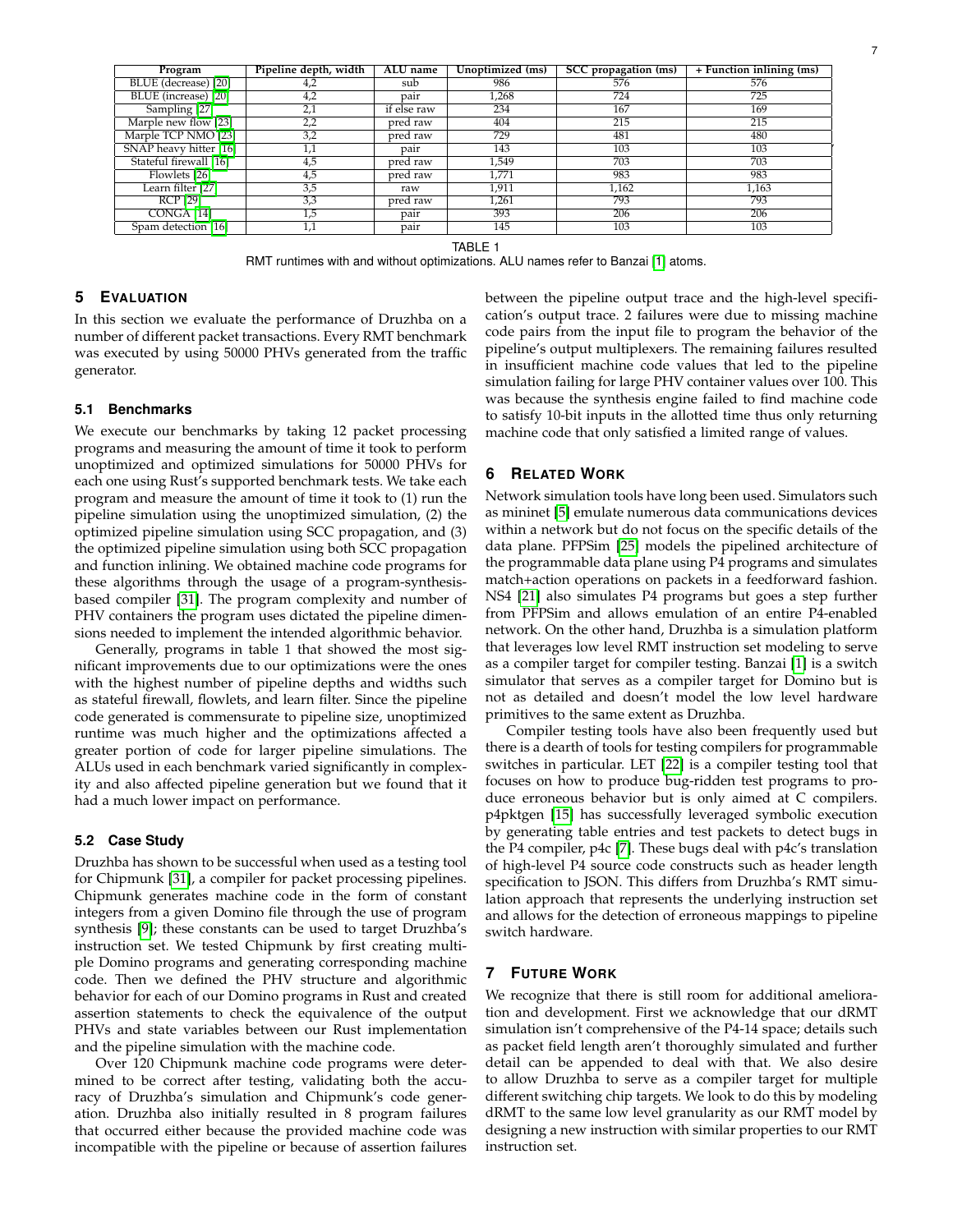| Program | Pipeline depth, width | ALU name | Unoptimized (ms) | SCC propagation (ms) | + Function inlining (ms) |
|---|---|---|---|---|---|
| BLUE (decrease) [20] | 4,2 | sub | 986 | 576 | 576 |
| BLUE (increase) [20] | 4,2 | pair | 1,268 | 724 | 725 |
| Sampling [27] | 2,1 | if else raw | 234 | 167 | 169 |
| Marple new flow [23] | 2,2 | pred raw | 404 | 215 | 215 |
| Marple TCP NMO [23] | 3,2 | pred raw | 729 | 481 | 480 |
| SNAP heavy hitter [16] | 1,1 | pair | 143 | 103 | 103 |
| Stateful firewall [16] | 4,5 | pred raw | 1,549 | 703 | 703 |
| Flowlets [26] | 4,5 | pred raw | 1,771 | 983 | 983 |
| Learn filter [27] | 3,5 | raw | 1,911 | 1,162 | 1,163 |
| RCP [29] | 3,3 | pred raw | 1,261 | 793 | 793 |
| CONGA [14] | 1,5 | pair | 393 | 206 | 206 |
| Spam detection [16] | 1,1 | pair | 145 | 103 | 103 |

TABLE 1
RMT runtimes with and without optimizations. ALU names refer to Banzai [1] atoms.

## 5 Evaluation

In this section we evaluate the performance of Druzhba on a number of different packet transactions. Every RMT benchmark was executed by using 50000 PHVs generated from the traffic generator.

### 5.1 Benchmarks

We execute our benchmarks by taking 12 packet processing programs and measuring the amount of time it took to perform unoptimized and optimized simulations for 50000 PHVs for each one using Rust's supported benchmark tests. We take each program and measure the amount of time it took to (1) run the pipeline simulation using the unoptimized simulation, (2) the optimized pipeline simulation using SCC propagation, and (3) the optimized pipeline simulation using both SCC propagation and function inlining. We obtained machine code programs for these algorithms through the usage of a program-synthesis-based compiler [31]. The program complexity and number of PHV containers the program uses dictated the pipeline dimensions needed to implement the intended algorithmic behavior.

Generally, programs in table 1 that showed the most significant improvements due to our optimizations were the ones with the highest number of pipeline depths and widths such as stateful firewall, flowlets, and learn filter. Since the pipeline code generated is commensurate to pipeline size, unoptimized runtime was much higher and the optimizations affected a greater portion of code for larger pipeline simulations. The ALUs used in each benchmark varied significantly in complexity and also affected pipeline generation but we found that it had a much lower impact on performance.

### 5.2 Case Study

Druzhba has shown to be successful when used as a testing tool for Chipmunk [31], a compiler for packet processing pipelines. Chipmunk generates machine code in the form of constant integers from a given Domino file through the use of program synthesis [9]; these constants can be used to target Druzhba's instruction set. We tested Chipmunk by first creating multiple Domino programs and generating corresponding machine code. Then we defined the PHV structure and algorithmic behavior for each of our Domino programs in Rust and created assertion statements to check the equivalence of the output PHVs and state variables between our Rust implementation and the pipeline simulation with the machine code.

Over 120 Chipmunk machine code programs were determined to be correct after testing, validating both the accuracy of Druzhba's simulation and Chipmunk's code generation. Druzhba also initially resulted in 8 program failures that occurred either because the provided machine code was incompatible with the pipeline or because of assertion failures between the pipeline output trace and the high-level specification's output trace. 2 failures were due to missing machine code pairs from the input file to program the behavior of the pipeline's output multiplexers. The remaining failures resulted in insufficient machine code values that led to the pipeline simulation failing for large PHV container values over 100. This was because the synthesis engine failed to find machine code to satisfy 10-bit inputs in the allotted time thus only returning machine code that only satisfied a limited range of values.

## 6 Related Work

Network simulation tools have long been used. Simulators such as mininet [5] emulate numerous data communications devices within a network but do not focus on the specific details of the data plane. PFPSim [25] models the pipelined architecture of the programmable data plane using P4 programs and simulates match+action operations on packets in a feedforward fashion. NS4 [21] also simulates P4 programs but goes a step further from PFPSim and allows emulation of an entire P4-enabled network. On the other hand, Druzhba is a simulation platform that leverages low level RMT instruction set modeling to serve as a compiler target for compiler testing. Banzai [1] is a switch simulator that serves as a compiler target for Domino but is not as detailed and doesn't model the low level hardware primitives to the same extent as Druzhba.

Compiler testing tools have also been frequently used but there is a dearth of tools for testing compilers for programmable switches in particular. LET [22] is a compiler testing tool that focuses on how to produce bug-ridden test programs to produce erroneous behavior but is only aimed at C compilers. p4pktgen [15] has successfully leveraged symbolic execution by generating table entries and test packets to detect bugs in the P4 compiler, p4c [7]. These bugs deal with p4c's translation of high-level P4 source code constructs such as header length specification to JSON. This differs from Druzhba's RMT simulation approach that represents the underlying instruction set and allows for the detection of erroneous mappings to pipeline switch hardware.

## 7 Future Work

We recognize that there is still room for additional amelioration and development. First we acknowledge that our dRMT simulation isn't comprehensive of the P4-14 space; details such as packet field length aren't thoroughly simulated and further detail can be appended to deal with that. We also desire to allow Druzhba to serve as a compiler target for multiple different switching chip targets. We look to do this by modeling dRMT to the same low level granularity as our RMT model by designing a new instruction with similar properties to our RMT instruction set.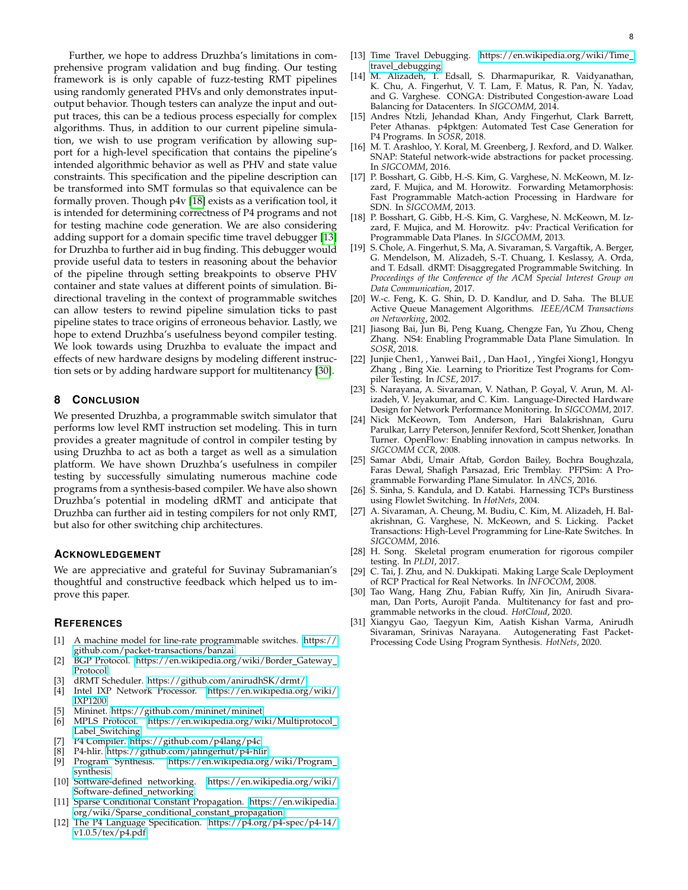Further, we hope to address Druzhba's limitations in comprehensive program validation and bug finding. Our testing framework is is only capable of fuzz-testing RMT pipelines using randomly generated PHVs and only demonstrates input-output behavior. Though testers can analyze the input and output traces, this can be a tedious process especially for complex algorithms. Thus, in addition to our current pipeline simulation, we wish to use program verification by allowing support for a high-level specification that contains the pipeline's intended algorithmic behavior as well as PHV and state value constraints. This specification and the pipeline description can be transformed into SMT formulas so that equivalence can be formally proven. Though p4v [18] exists as a verification tool, it is intended for determining correctness of P4 programs and not for testing machine code generation. We are also considering adding support for a domain specific time travel debugger [13] for Druzhba to further aid in bug finding. This debugger would provide useful data to testers in reasoning about the behavior of the pipeline through setting breakpoints to observe PHV container and state values at different points of simulation. Bi-directional traveling in the context of programmable switches can allow testers to rewind pipeline simulation ticks to past pipeline states to trace origins of erroneous behavior. Lastly, we hope to extend Druzhba's usefulness beyond compiler testing. We look towards using Druzhba to evaluate the impact and effects of new hardware designs by modeling different instruction sets or by adding hardware support for multitenancy [30].

## 8 Conclusion

We presented Druzhba, a programmable switch simulator that performs low level RMT instruction set modeling. This in turn provides a greater magnitude of control in compiler testing by using Druzhba to act as both a target as well as a simulation platform. We have shown Druzhba's usefulness in compiler testing by successfully simulating numerous machine code programs from a synthesis-based compiler. We have also shown Druzhba's potential in modeling dRMT and anticipate that Druzhba can further aid in testing compilers for not only RMT, but also for other switching chip architectures.

## Acknowledgement

We are appreciative and grateful for Suvinay Subramanian's thoughtful and constructive feedback which helped us to improve this paper.

## References

[1] A machine model for line-rate programmable switches. https://github.com/packet-transactions/banzai

[2] BGP Protocol. https://en.wikipedia.org/wiki/Border_Gateway_Protocol

[3] dRMT Scheduler. https://github.com/anirudhSK/drmt/

[4] Intel IXP Network Processor. https://en.wikipedia.org/wiki/IXP1200

[5] Mininet. https://github.com/mininet/mininet

[6] MPLS Protocol. https://en.wikipedia.org/wiki/Multiprotocol_Label_Switching

[7] P4 Compiler. https://github.com/p4lang/p4c

[8] P4-hlir. https://github.com/jafingerhut/p4-hlir

[9] Program Synthesis. https://en.wikipedia.org/wiki/Program_synthesis

[10] Software-defined networking. https://en.wikipedia.org/wiki/Software-defined_networking

[11] Sparse Conditional Constant Propagation. https://en.wikipedia.org/wiki/Sparse_conditional_constant_propagation

[12] The P4 Language Specification. https://p4.org/p4-spec/p4-14/v1.0.5/tex/p4.pdf

[13] Time Travel Debugging. https://en.wikipedia.org/wiki/Time_travel_debugging

[14] M. Alizadeh, T. Edsall, S. Dharmapurikar, R. Vaidyanathan, K. Chu, A. Fingerhut, V. T. Lam, F. Matus, R. Pan, N. Yadav, and G. Varghese. CONGA: Distributed Congestion-aware Load Balancing for Datacenters. In *SIGCOMM*, 2014.

[15] Andres Ntzli, Jehandad Khan, Andy Fingerhut, Clark Barrett, Peter Athanas. p4pktgen: Automated Test Case Generation for P4 Programs. In *SOSR*, 2018.

[16] M. T. Arashloo, Y. Koral, M. Greenberg, J. Rexford, and D. Walker. SNAP: Stateful network-wide abstractions for packet processing. In *SIGCOMM*, 2016.

[17] P. Bosshart, G. Gibb, H.-S. Kim, G. Varghese, N. McKeown, M. Izzard, F. Mujica, and M. Horowitz. Forwarding Metamorphosis: Fast Programmable Match-action Processing in Hardware for SDN. In *SIGCOMM*, 2013.

[18] P. Bosshart, G. Gibb, H.-S. Kim, G. Varghese, N. McKeown, M. Izzard, F. Mujica, and M. Horowitz. p4v: Practical Verification for Programmable Data Planes. In *SIGCOMM*, 2013.

[19] S. Chole, A. Fingerhut, S. Ma, A. Sivaraman, S. Vargaftik, A. Berger, G. Mendelson, M. Alizadeh, S.-T. Chuang, I. Keslassy, A. Orda, and T. Edsall. dRMT: Disaggregated Programmable Switching. In *Proceedings of the Conference of the ACM Special Interest Group on Data Communication*, 2017.

[20] W.-c. Feng, K. G. Shin, D. D. Kandlur, and D. Saha. The BLUE Active Queue Management Algorithms. *IEEE/ACM Transactions on Networking*, 2002.

[21] Jiasong Bai, Jun Bi, Peng Kuang, Chengze Fan, Yu Zhou, Cheng Zhang. NS4: Enabling Programmable Data Plane Simulation. In *SOSR*, 2018.

[22] Junjie Chen1, , Yanwei Bai1, , Dan Hao1, , Yingfei Xiong1, Hongyu Zhang , Bing Xie. Learning to Prioritize Test Programs for Compiler Testing. In *ICSE*, 2017.

[23] S. Narayana, A. Sivaraman, V. Nathan, P. Goyal, V. Arun, M. Alizadeh, V. Jeyakumar, and C. Kim. Language-Directed Hardware Design for Network Performance Monitoring. In *SIGCOMM*, 2017.

[24] Nick McKeown, Tom Anderson, Hari Balakrishnan, Guru Parulkar, Larry Peterson, Jennifer Rexford, Scott Shenker, Jonathan Turner. OpenFlow: Enabling innovation in campus networks. In *SIGCOMM CCR*, 2008.

[25] Samar Abdi, Umair Aftab, Gordon Bailey, Bochra Boughzala, Faras Dewal, Shafigh Parsazad, Eric Tremblay. PFPSim: A Programmable Forwarding Plane Simulator. In *ANCS*, 2016.

[26] S. Sinha, S. Kandula, and D. Katabi. Harnessing TCPs Burstiness using Flowlet Switching. In *HotNets*, 2004.

[27] A. Sivaraman, A. Cheung, M. Budiu, C. Kim, M. Alizadeh, H. Balakrishnan, G. Varghese, N. McKeown, and S. Licking. Packet Transactions: High-Level Programming for Line-Rate Switches. In *SIGCOMM*, 2016.

[28] H. Song. Skeletal program enumeration for rigorous compiler testing. In *PLDI*, 2017.

[29] C. Tai, J. Zhu, and N. Dukkipati. Making Large Scale Deployment of RCP Practical for Real Networks. In *INFOCOM*, 2008.

[30] Tao Wang, Hang Zhu, Fabian Ruffy, Xin Jin, Anirudh Sivaraman, Dan Ports, Aurojit Panda. Multitenancy for fast and programmable networks in the cloud. *HotCloud*, 2020.

[31] Xiangyu Gao, Taegyun Kim, Aatish Kishan Varma, Anirudh Sivaraman, Srinivas Narayana. Autogenerating Fast Packet-Processing Code Using Program Synthesis. *HotNets*, 2020.